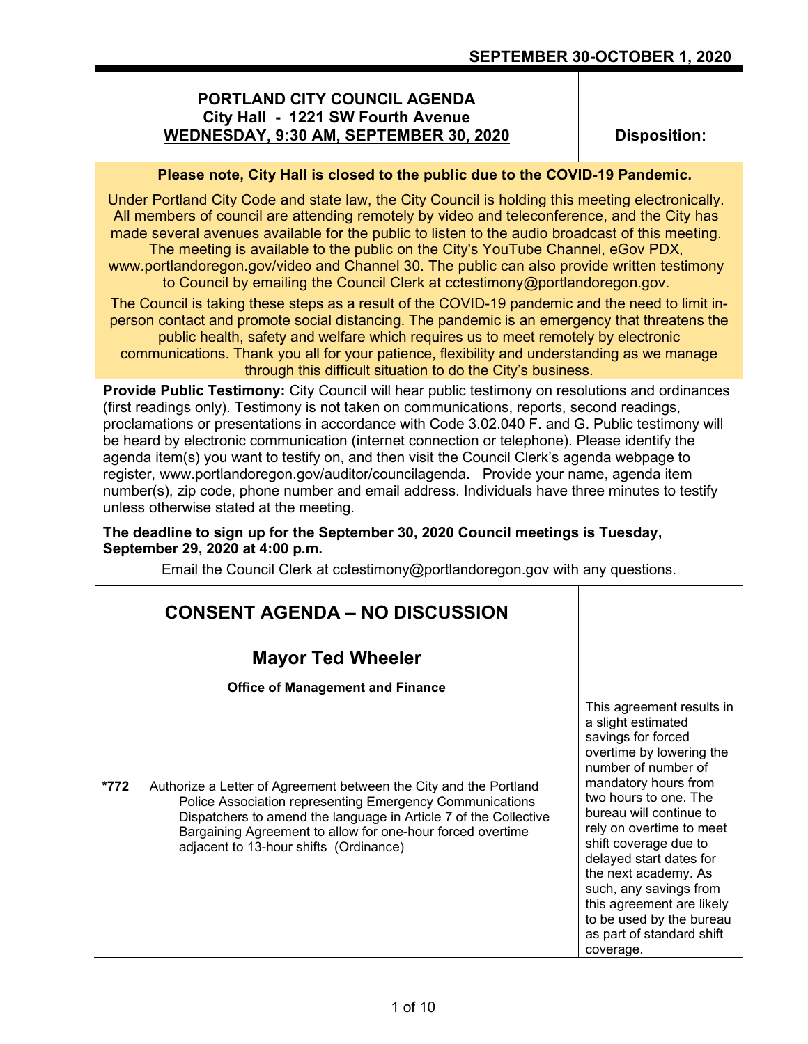SEPTEMBER 30-OCTOBER 1, 2020

# PORTLAND CITY COUNCIL AGENDA
## City Hall - 1221 SW Fourth Avenue
## WEDNESDAY, 9:30 AM, SEPTEMBER 30, 2020

**Disposition:**

**Please note, City Hall is closed to the public due to the COVID-19 Pandemic.**

Under Portland City Code and state law, the City Council is holding this meeting electronically. All members of council are attending remotely by video and teleconference, and the City has made several avenues available for the public to listen to the audio broadcast of this meeting. The meeting is available to the public on the City's YouTube Channel, eGov PDX, www.portlandoregon.gov/video and Channel 30. The public can also provide written testimony to Council by emailing the Council Clerk at cctestimony@portlandoregon.gov.

The Council is taking these steps as a result of the COVID-19 pandemic and the need to limit in-person contact and promote social distancing. The pandemic is an emergency that threatens the public health, safety and welfare which requires us to meet remotely by electronic communications. Thank you all for your patience, flexibility and understanding as we manage through this difficult situation to do the City's business.

**Provide Public Testimony:** City Council will hear public testimony on resolutions and ordinances (first readings only). Testimony is not taken on communications, reports, second readings, proclamations or presentations in accordance with Code 3.02.040 F. and G. Public testimony will be heard by electronic communication (internet connection or telephone). Please identify the agenda item(s) you want to testify on, and then visit the Council Clerk's agenda webpage to register, www.portlandoregon.gov/auditor/councilagenda. Provide your name, agenda item number(s), zip code, phone number and email address. Individuals have three minutes to testify unless otherwise stated at the meeting.

**The deadline to sign up for the September 30, 2020 Council meetings is Tuesday, September 29, 2020 at 4:00 p.m.**

Email the Council Clerk at cctestimony@portlandoregon.gov with any questions.

## CONSENT AGENDA – NO DISCUSSION

### Mayor Ted Wheeler

**Office of Management and Finance**

| Item | Description | Disposition |
|---|---|---|
| *772 | Authorize a Letter of Agreement between the City and the Portland Police Association representing Emergency Communications Dispatchers to amend the language in Article 7 of the Collective Bargaining Agreement to allow for one-hour forced overtime adjacent to 13-hour shifts (Ordinance) | This agreement results in a slight estimated savings for forced overtime by lowering the number of number of mandatory hours from two hours to one. The bureau will continue to rely on overtime to meet shift coverage due to delayed start dates for the next academy. As such, any savings from this agreement are likely to be used by the bureau as part of standard shift coverage. |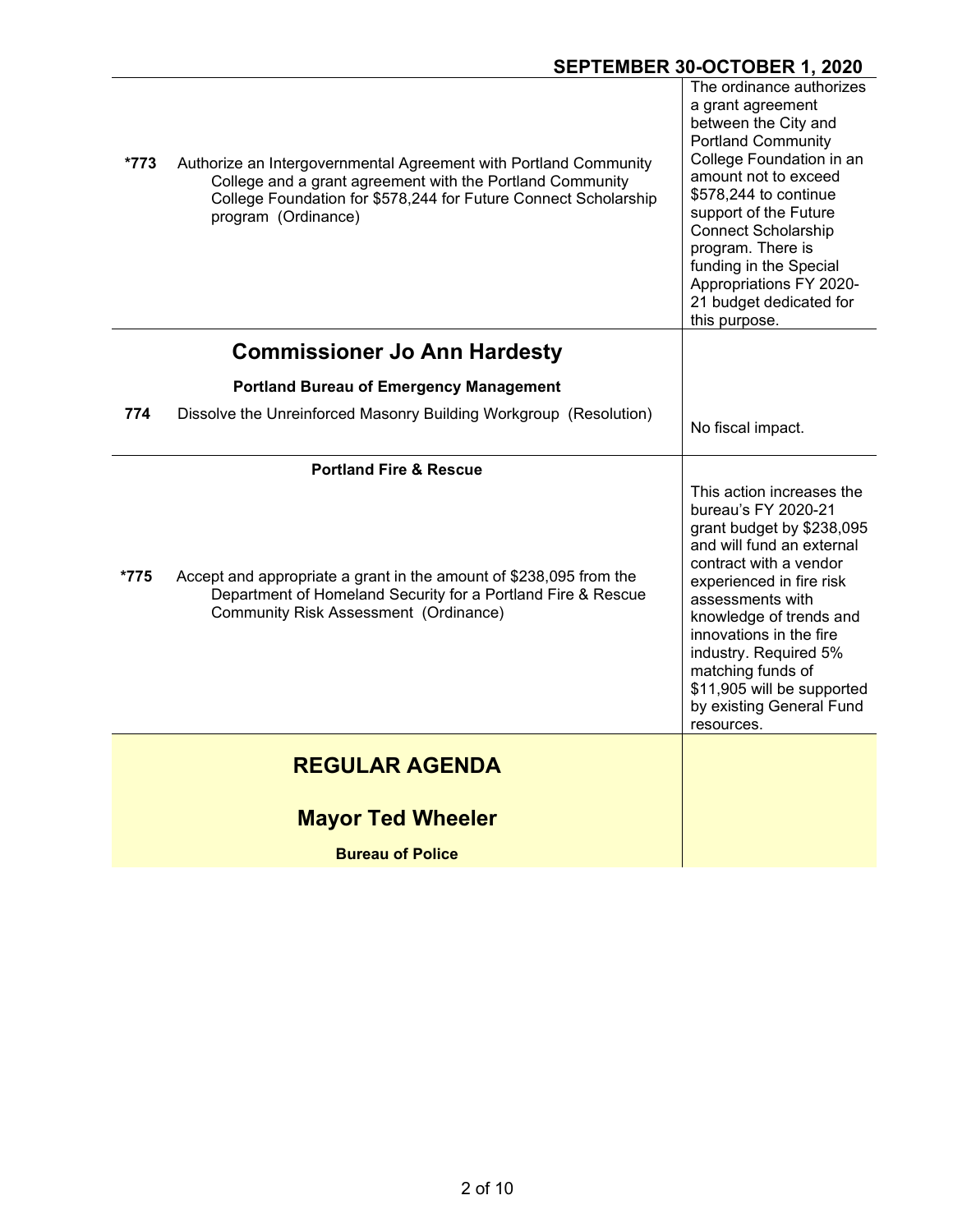| | | |
|---|---|---|
| *773 | Authorize an Intergovernmental Agreement with Portland Community College and a grant agreement with the Portland Community College Foundation for $578,244 for Future Connect Scholarship program (Ordinance) | The ordinance authorizes a grant agreement between the City and Portland Community College Foundation in an amount not to exceed $578,244 to continue support of the Future Connect Scholarship program. There is funding in the Special Appropriations FY 2020-21 budget dedicated for this purpose. |

## Commissioner Jo Ann Hardesty

### Portland Bureau of Emergency Management

| | | |
|---|---|---|
| 774 | Dissolve the Unreinforced Masonry Building Workgroup (Resolution) | No fiscal impact. |

### Portland Fire & Rescue

| | | |
|---|---|---|
| *775 | Accept and appropriate a grant in the amount of $238,095 from the Department of Homeland Security for a Portland Fire & Rescue Community Risk Assessment (Ordinance) | This action increases the bureau's FY 2020-21 grant budget by $238,095 and will fund an external contract with a vendor experienced in fire risk assessments with knowledge of trends and innovations in the fire industry. Required 5% matching funds of $11,905 will be supported by existing General Fund resources. |

# REGULAR AGENDA

## Mayor Ted Wheeler

### Bureau of Police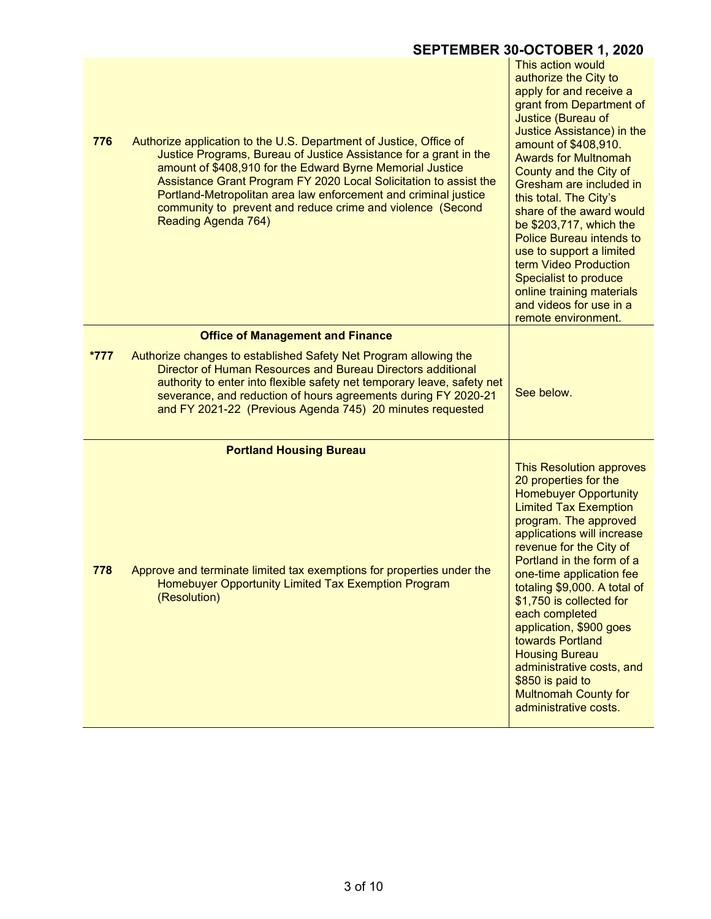| | | |
|---|---|---|
| **776** | Authorize application to the U.S. Department of Justice, Office of Justice Programs, Bureau of Justice Assistance for a grant in the amount of $408,910 for the Edward Byrne Memorial Justice Assistance Grant Program FY 2020 Local Solicitation to assist the Portland-Metropolitan area law enforcement and criminal justice community to prevent and reduce crime and violence (Second Reading Agenda 764) | This action would authorize the City to apply for and receive a grant from Department of Justice (Bureau of Justice Assistance) in the amount of $408,910. Awards for Multnomah County and the City of Gresham are included in this total. The City's share of the award would be $203,717, which the Police Bureau intends to use to support a limited term Video Production Specialist to produce online training materials and videos for use in a remote environment. |
| | **Office of Management and Finance** | |
| ***777** | Authorize changes to established Safety Net Program allowing the Director of Human Resources and Bureau Directors additional authority to enter into flexible safety net temporary leave, safety net severance, and reduction of hours agreements during FY 2020-21 and FY 2021-22 (Previous Agenda 745) 20 minutes requested | See below. |
| | **Portland Housing Bureau** | |
| **778** | Approve and terminate limited tax exemptions for properties under the Homebuyer Opportunity Limited Tax Exemption Program (Resolution) | This Resolution approves 20 properties for the Homebuyer Opportunity Limited Tax Exemption program. The approved applications will increase revenue for the City of Portland in the form of a one-time application fee totaling $9,000. A total of $1,750 is collected for each completed application, $900 goes towards Portland Housing Bureau administrative costs, and $850 is paid to Multnomah County for administrative costs. |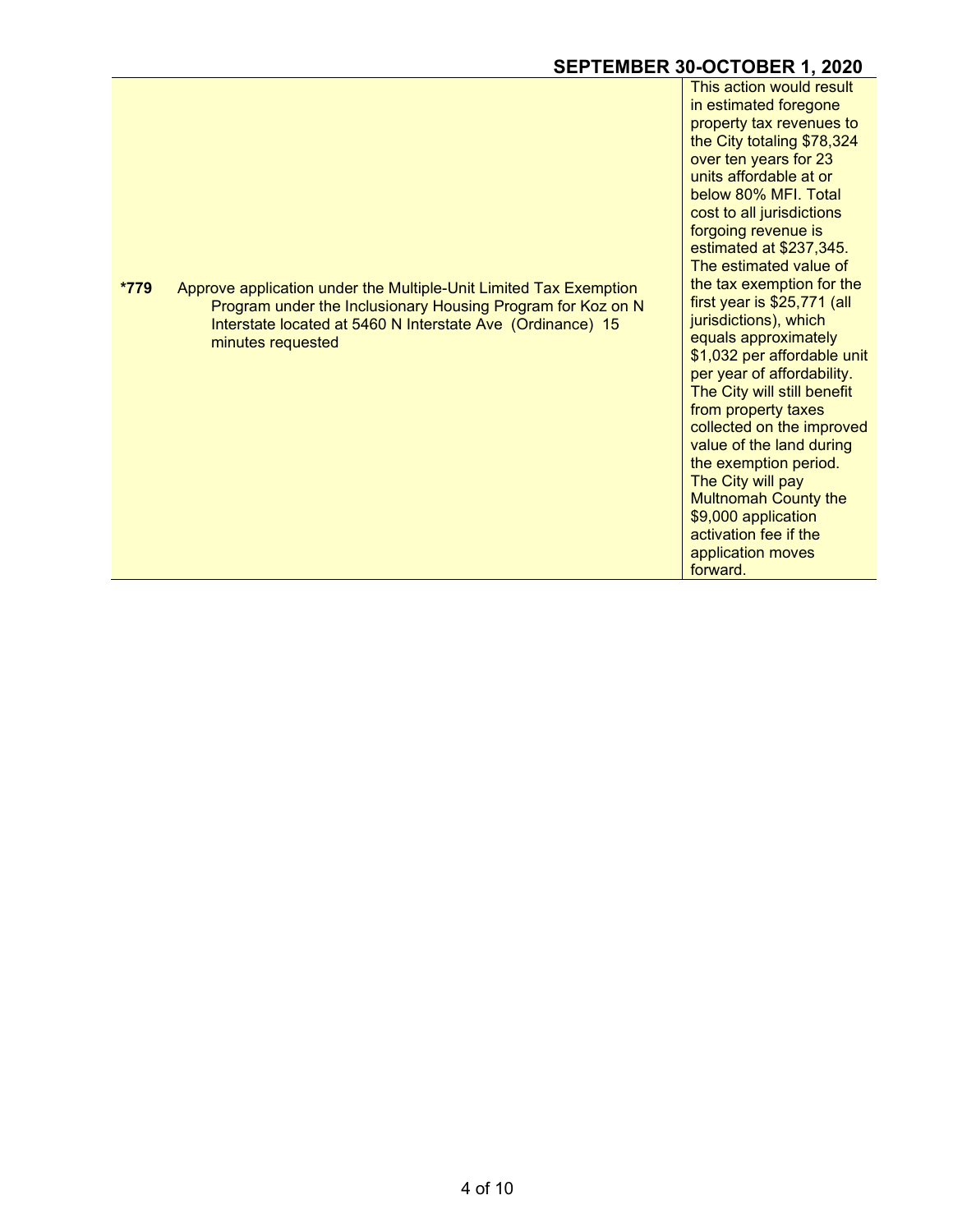| | | |
|---|---|---|
| *779 | Approve application under the Multiple-Unit Limited Tax Exemption Program under the Inclusionary Housing Program for Koz on N Interstate located at 5460 N Interstate Ave (Ordinance) 15 minutes requested | This action would result in estimated foregone property tax revenues to the City totaling $78,324 over ten years for 23 units affordable at or below 80% MFI. Total cost to all jurisdictions forgoing revenue is estimated at $237,345. The estimated value of the tax exemption for the first year is $25,771 (all jurisdictions), which equals approximately $1,032 per affordable unit per year of affordability. The City will still benefit from property taxes collected on the improved value of the land during the exemption period. The City will pay Multnomah County the $9,000 application activation fee if the application moves forward. |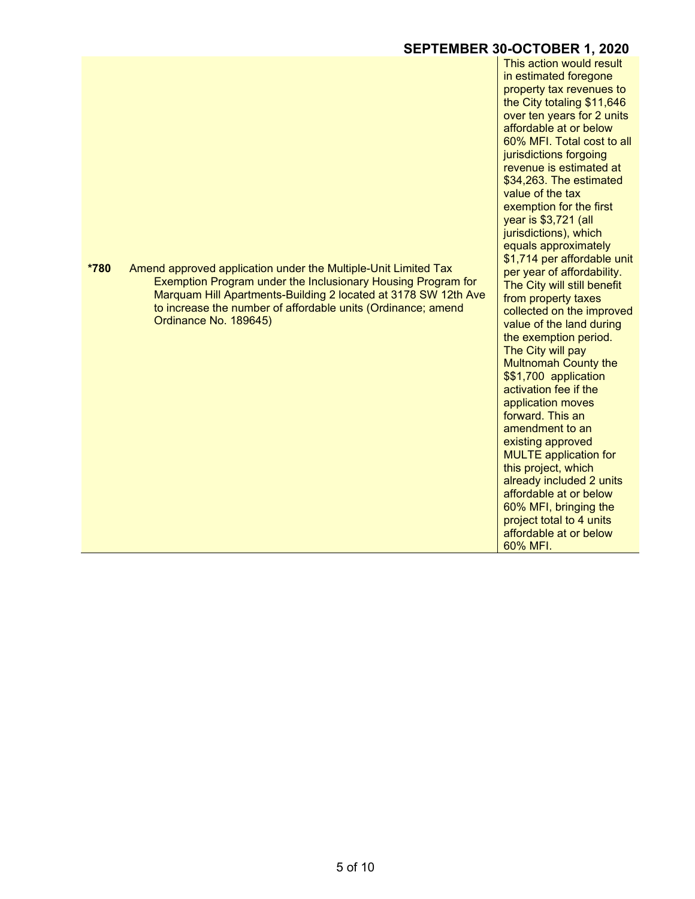| | | |
|---|---|---|
| *780 | Amend approved application under the Multiple-Unit Limited Tax Exemption Program under the Inclusionary Housing Program for Marquam Hill Apartments-Building 2 located at 3178 SW 12th Ave to increase the number of affordable units (Ordinance; amend Ordinance No. 189645) | This action would result in estimated foregone property tax revenues to the City totaling $11,646 over ten years for 2 units affordable at or below 60% MFI. Total cost to all jurisdictions forgoing revenue is estimated at $34,263. The estimated value of the tax exemption for the first year is $3,721 (all jurisdictions), which equals approximately $1,714 per affordable unit per year of affordability. The City will still benefit from property taxes collected on the improved value of the land during the exemption period. The City will pay Multnomah County the $$1,700 application activation fee if the application moves forward. This an amendment to an existing approved MULTE application for this project, which already included 2 units affordable at or below 60% MFI, bringing the project total to 4 units affordable at or below 60% MFI. |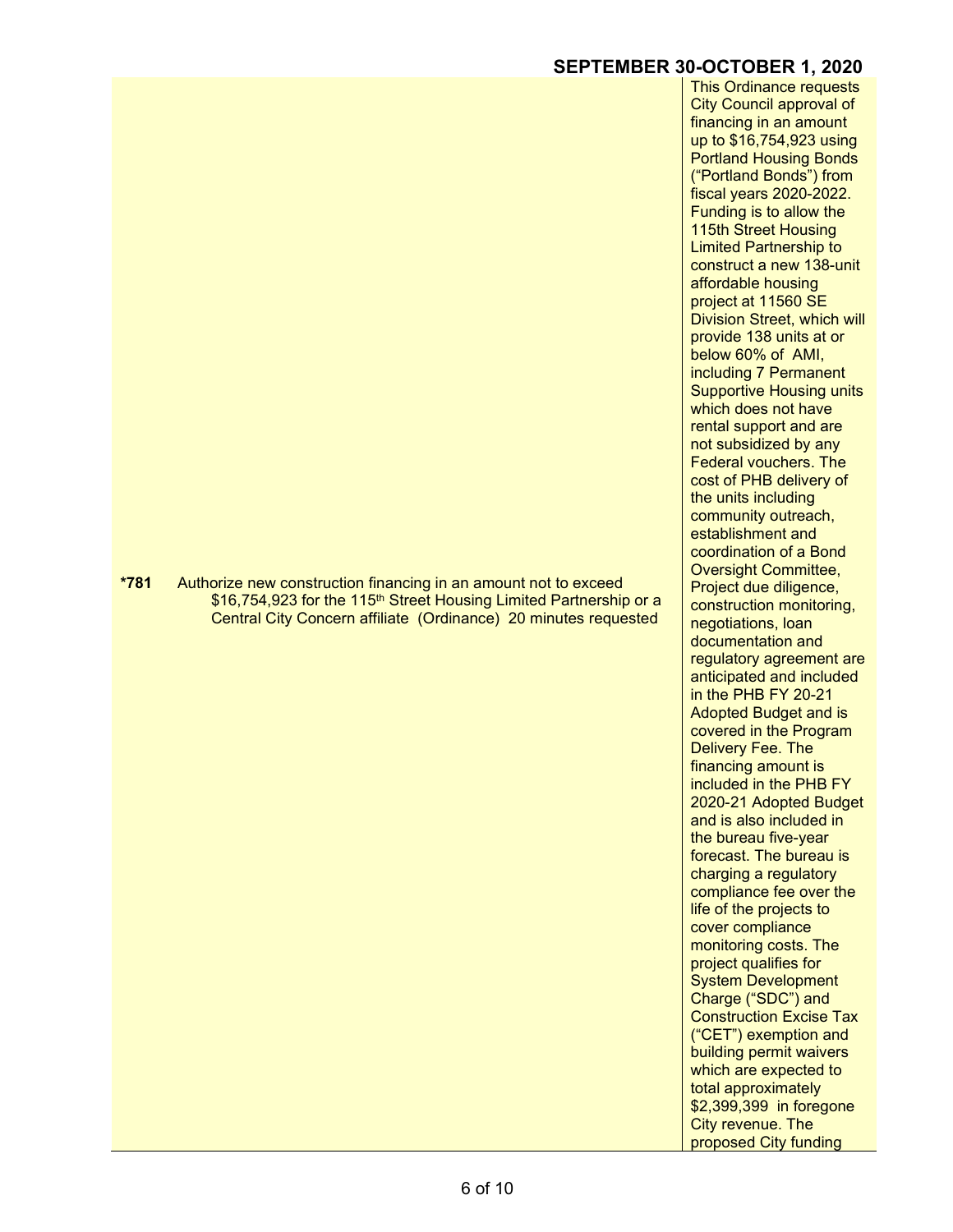**\*781** Authorize new construction financing in an amount not to exceed $16,754,923 for the 115th Street Housing Limited Partnership or a Central City Concern affiliate (Ordinance) 20 minutes requested

This Ordinance requests City Council approval of financing in an amount up to $16,754,923 using Portland Housing Bonds ("Portland Bonds") from fiscal years 2020-2022. Funding is to allow the 115th Street Housing Limited Partnership to construct a new 138-unit affordable housing project at 11560 SE Division Street, which will provide 138 units at or below 60% of AMI, including 7 Permanent Supportive Housing units which does not have rental support and are not subsidized by any Federal vouchers. The cost of PHB delivery of the units including community outreach, establishment and coordination of a Bond Oversight Committee, Project due diligence, construction monitoring, negotiations, loan documentation and regulatory agreement are anticipated and included in the PHB FY 20-21 Adopted Budget and is covered in the Program Delivery Fee. The financing amount is included in the PHB FY 2020-21 Adopted Budget and is also included in the bureau five-year forecast. The bureau is charging a regulatory compliance fee over the life of the projects to cover compliance monitoring costs. The project qualifies for System Development Charge ("SDC") and Construction Excise Tax ("CET") exemption and building permit waivers which are expected to total approximately $2,399,399 in foregone City revenue. The proposed City funding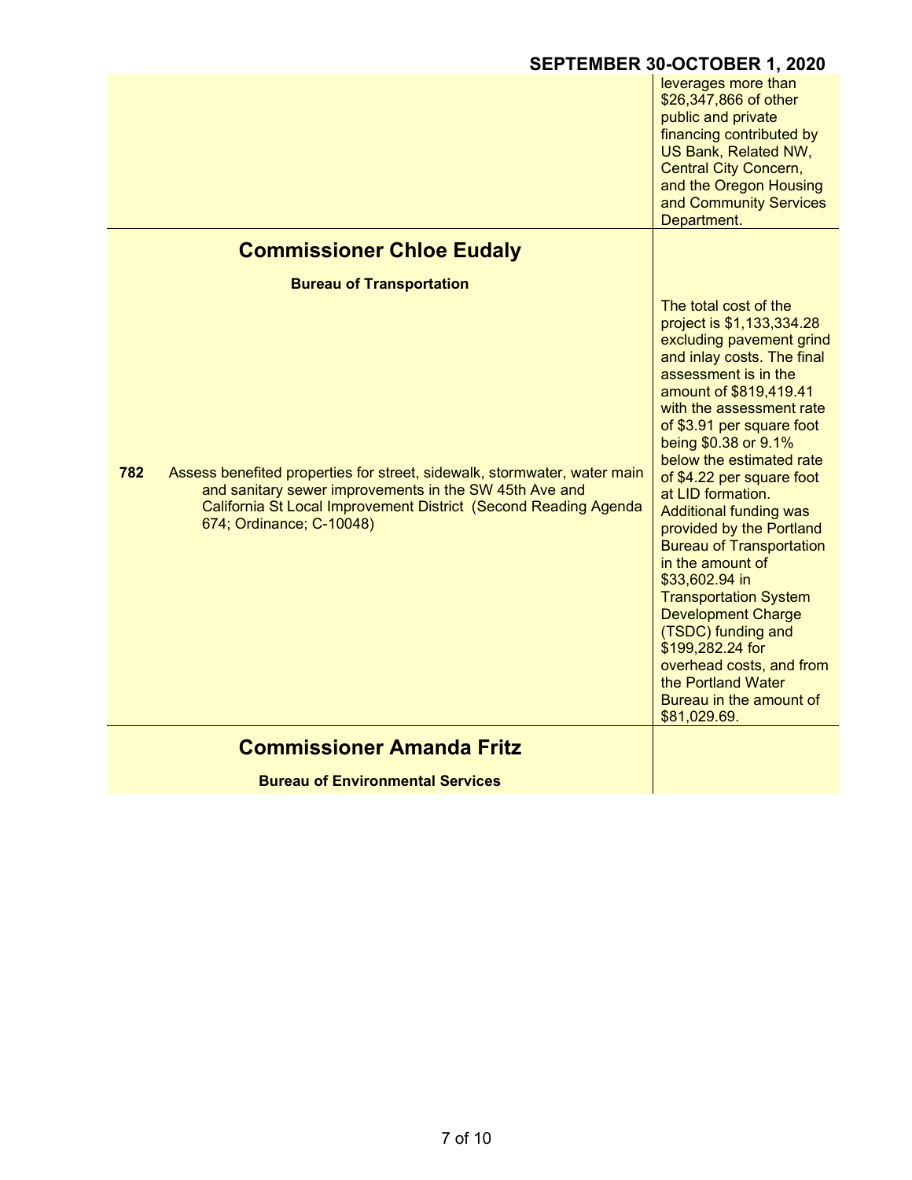| | |
|---|---|
| | leverages more than $26,347,866 of other public and private financing contributed by US Bank, Related NW, Central City Concern, and the Oregon Housing and Community Services Department. |

## Commissioner Chloe Eudaly

### Bureau of Transportation

| | |
|---|---|
| **782** Assess benefited properties for street, sidewalk, stormwater, water main and sanitary sewer improvements in the SW 45th Ave and California St Local Improvement District (Second Reading Agenda 674; Ordinance; C-10048) | The total cost of the project is $1,133,334.28 excluding pavement grind and inlay costs. The final assessment is in the amount of $819,419.41 with the assessment rate of $3.91 per square foot being $0.38 or 9.1% below the estimated rate of $4.22 per square foot at LID formation. Additional funding was provided by the Portland Bureau of Transportation in the amount of $33,602.94 in Transportation System Development Charge (TSDC) funding and $199,282.24 for overhead costs, and from the Portland Water Bureau in the amount of $81,029.69. |

## Commissioner Amanda Fritz

### Bureau of Environmental Services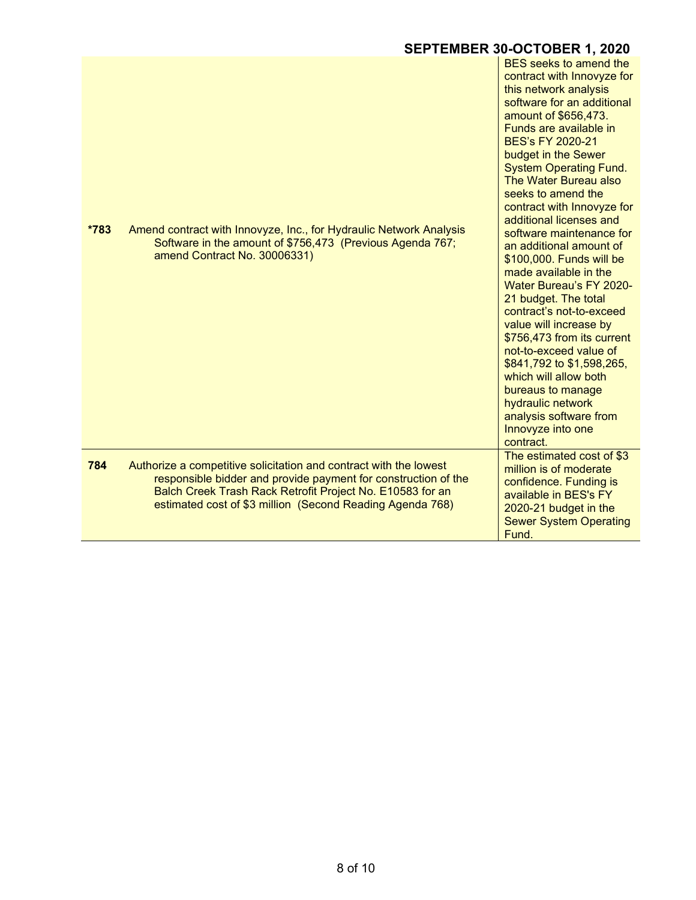| | | |
|---|---|---|
| *783 | Amend contract with Innovyze, Inc., for Hydraulic Network Analysis Software in the amount of $756,473 (Previous Agenda 767; amend Contract No. 30006331) | BES seeks to amend the contract with Innovyze for this network analysis software for an additional amount of $656,473. Funds are available in BES's FY 2020-21 budget in the Sewer System Operating Fund. The Water Bureau also seeks to amend the contract with Innovyze for additional licenses and software maintenance for an additional amount of $100,000. Funds will be made available in the Water Bureau's FY 2020-21 budget. The total contract's not-to-exceed value will increase by $756,473 from its current not-to-exceed value of $841,792 to $1,598,265, which will allow both bureaus to manage hydraulic network analysis software from Innovyze into one contract. |
| 784 | Authorize a competitive solicitation and contract with the lowest responsible bidder and provide payment for construction of the Balch Creek Trash Rack Retrofit Project No. E10583 for an estimated cost of $3 million (Second Reading Agenda 768) | The estimated cost of $3 million is of moderate confidence. Funding is available in BES's FY 2020-21 budget in the Sewer System Operating Fund. |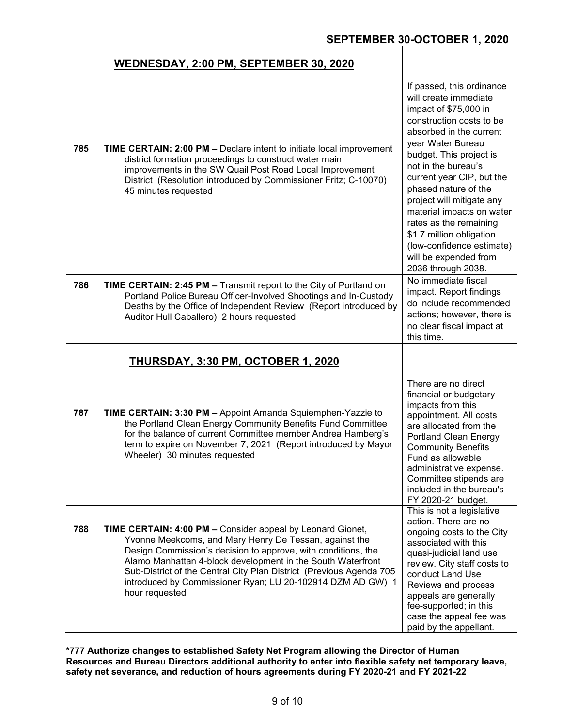## WEDNESDAY, 2:00 PM, SEPTEMBER 30, 2020

| | | |
|---|---|---|
| **785** | **TIME CERTAIN: 2:00 PM –** Declare intent to initiate local improvement district formation proceedings to construct water main improvements in the SW Quail Post Road Local Improvement District (Resolution introduced by Commissioner Fritz; C-10070) 45 minutes requested | If passed, this ordinance will create immediate impact of $75,000 in construction costs to be absorbed in the current year Water Bureau budget. This project is not in the bureau's current year CIP, but the phased nature of the project will mitigate any material impacts on water rates as the remaining $1.7 million obligation (low-confidence estimate) will be expended from 2036 through 2038. |
| **786** | **TIME CERTAIN: 2:45 PM –** Transmit report to the City of Portland on Portland Police Bureau Officer-Involved Shootings and In-Custody Deaths by the Office of Independent Review (Report introduced by Auditor Hull Caballero) 2 hours requested | No immediate fiscal impact. Report findings do include recommended actions; however, there is no clear fiscal impact at this time. |

## THURSDAY, 3:30 PM, OCTOBER 1, 2020

| | | |
|---|---|---|
| **787** | **TIME CERTAIN: 3:30 PM –** Appoint Amanda Squiemphen-Yazzie to the Portland Clean Energy Community Benefits Fund Committee for the balance of current Committee member Andrea Hamberg's term to expire on November 7, 2021 (Report introduced by Mayor Wheeler) 30 minutes requested | There are no direct financial or budgetary impacts from this appointment. All costs are allocated from the Portland Clean Energy Community Benefits Fund as allowable administrative expense. Committee stipends are included in the bureau's FY 2020-21 budget. |
| **788** | **TIME CERTAIN: 4:00 PM –** Consider appeal by Leonard Gionet, Yvonne Meekcoms, and Mary Henry De Tessan, against the Design Commission's decision to approve, with conditions, the Alamo Manhattan 4-block development in the South Waterfront Sub-District of the Central City Plan District (Previous Agenda 705 introduced by Commissioner Ryan; LU 20-102914 DZM AD GW) 1 hour requested | This is not a legislative action. There are no ongoing costs to the City associated with this quasi-judicial land use review. City staff costs to conduct Land Use Reviews and process appeals are generally fee-supported; in this case the appeal fee was paid by the appellant. |

**\*777 Authorize changes to established Safety Net Program allowing the Director of Human Resources and Bureau Directors additional authority to enter into flexible safety net temporary leave, safety net severance, and reduction of hours agreements during FY 2020-21 and FY 2021-22**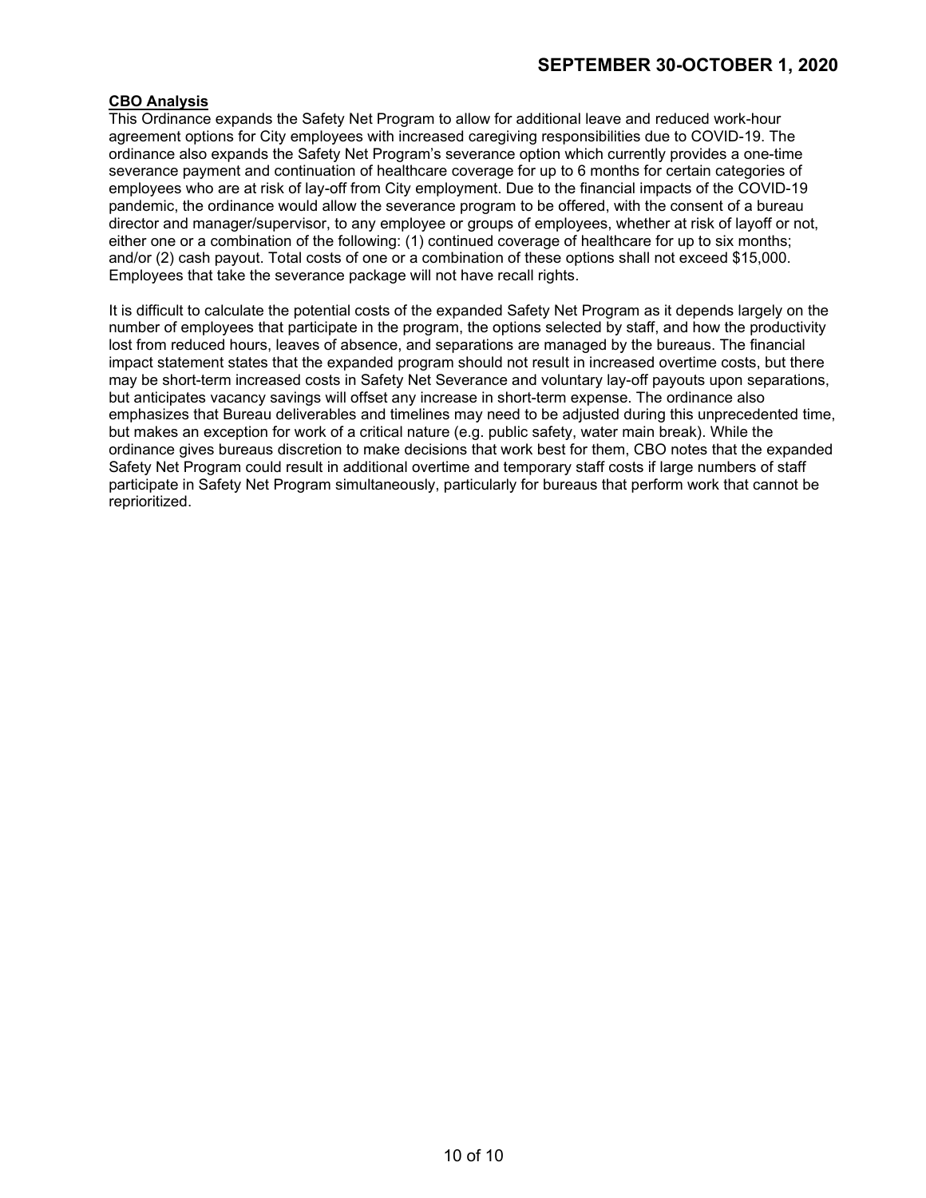**CBO Analysis**

This Ordinance expands the Safety Net Program to allow for additional leave and reduced work-hour agreement options for City employees with increased caregiving responsibilities due to COVID-19. The ordinance also expands the Safety Net Program's severance option which currently provides a one-time severance payment and continuation of healthcare coverage for up to 6 months for certain categories of employees who are at risk of lay-off from City employment. Due to the financial impacts of the COVID-19 pandemic, the ordinance would allow the severance program to be offered, with the consent of a bureau director and manager/supervisor, to any employee or groups of employees, whether at risk of layoff or not, either one or a combination of the following: (1) continued coverage of healthcare for up to six months; and/or (2) cash payout. Total costs of one or a combination of these options shall not exceed $15,000. Employees that take the severance package will not have recall rights.

It is difficult to calculate the potential costs of the expanded Safety Net Program as it depends largely on the number of employees that participate in the program, the options selected by staff, and how the productivity lost from reduced hours, leaves of absence, and separations are managed by the bureaus. The financial impact statement states that the expanded program should not result in increased overtime costs, but there may be short-term increased costs in Safety Net Severance and voluntary lay-off payouts upon separations, but anticipates vacancy savings will offset any increase in short-term expense. The ordinance also emphasizes that Bureau deliverables and timelines may need to be adjusted during this unprecedented time, but makes an exception for work of a critical nature (e.g. public safety, water main break). While the ordinance gives bureaus discretion to make decisions that work best for them, CBO notes that the expanded Safety Net Program could result in additional overtime and temporary staff costs if large numbers of staff participate in Safety Net Program simultaneously, particularly for bureaus that perform work that cannot be reprioritized.